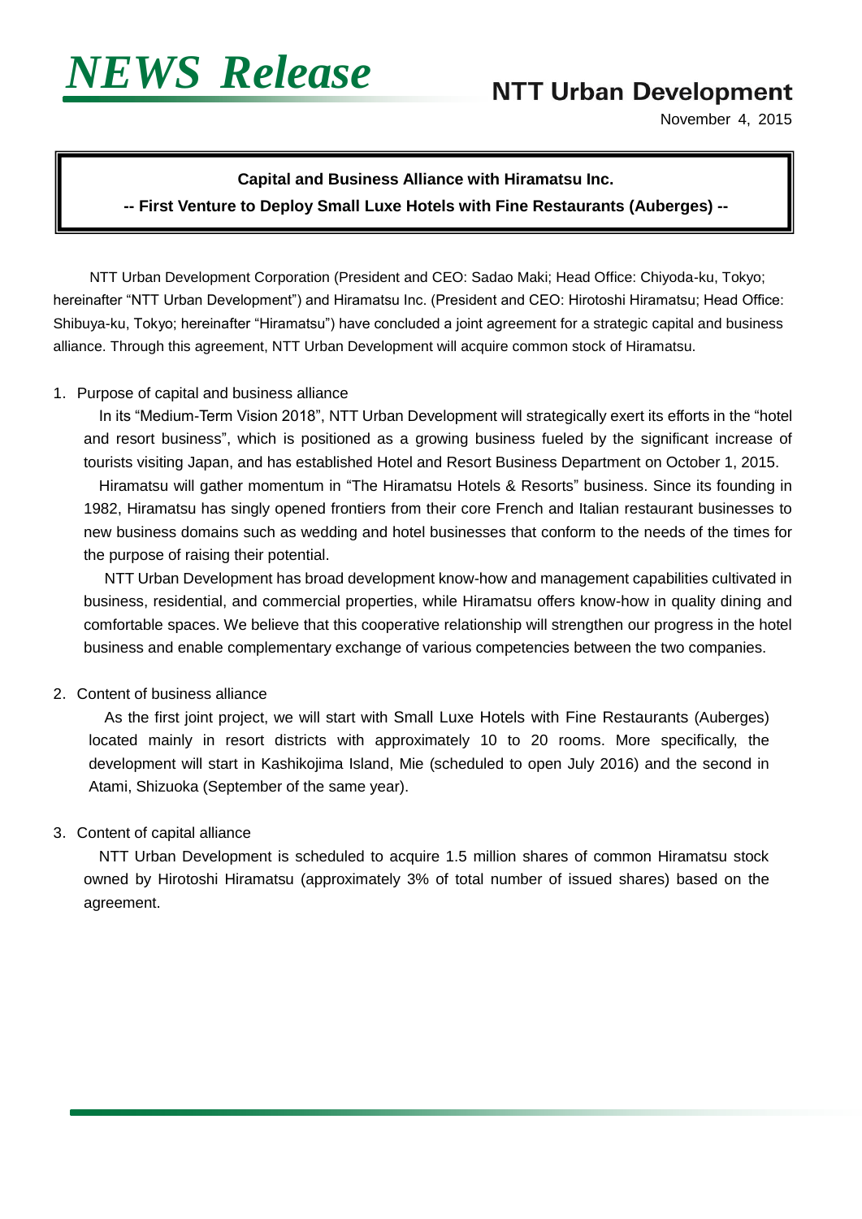*NEWS Release*

**NTT Urban Development**

November 4, 2015

**Capital and Business Alliance with Hiramatsu Inc.**

**-- First Venture to Deploy Small Luxe Hotels with Fine Restaurants (Auberges) --**

NTT Urban Development Corporation (President and CEO: Sadao Maki; Head Office: Chiyoda-ku, Tokyo; hereinafter “NTT Urban Development”) and Hiramatsu Inc. (President and CEO: Hirotoshi Hiramatsu; Head Office: Shibuya-ku, Tokyo; hereinafter “Hiramatsu”) have concluded a joint agreement for a strategic capital and business alliance. Through this agreement, NTT Urban Development will acquire common stock of Hiramatsu.

1. Purpose of capital and business alliance

   In its “Medium-Term Vision 2018”, NTT Urban Development will strategically exert its efforts in the “hotel and resort business”, which is positioned as a growing business fueled by the significant increase of tourists visiting Japan, and has established Hotel and Resort Business Department on October 1, 2015.

   Hiramatsu will gather momentum in “The Hiramatsu Hotels & Resorts” business. Since its founding in 1982, Hiramatsu has singly opened frontiers from their core French and Italian restaurant businesses to new business domains such as wedding and hotel businesses that conform to the needs of the times for the purpose of raising their potential.

   NTT Urban Development has broad development know-how and management capabilities cultivated in business, residential, and commercial properties, while Hiramatsu offers know-how in quality dining and comfortable spaces. We believe that this cooperative relationship will strengthen our progress in the hotel business and enable complementary exchange of various competencies between the two companies.

2. Content of business alliance

   As the first joint project, we will start with Small Luxe Hotels with Fine Restaurants (Auberges) located mainly in resort districts with approximately 10 to 20 rooms. More specifically, the development will start in Kashikojima Island, Mie (scheduled to open July 2016) and the second in Atami, Shizuoka (September of the same year).

3. Content of capital alliance

   NTT Urban Development is scheduled to acquire 1.5 million shares of common Hiramatsu stock owned by Hirotoshi Hiramatsu (approximately 3% of total number of issued shares) based on the agreement.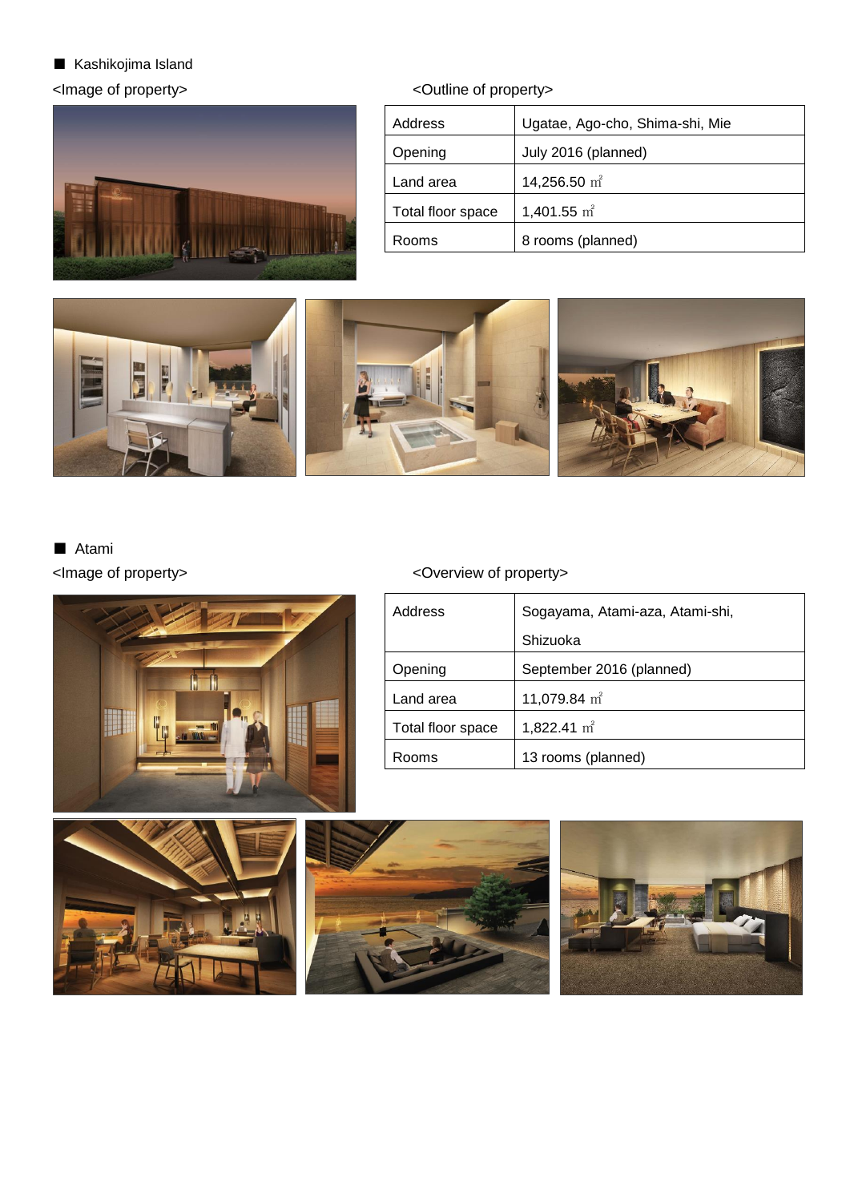■ Kashikojima Island

<Image of property>

<Outline of property>

| | |
|---|---|
| Address | Ugatae, Ago-cho, Shima-shi, Mie |
| Opening | July 2016 (planned) |
| Land area | 14,256.50 ㎡ |
| Total floor space | 1,401.55 ㎡ |
| Rooms | 8 rooms (planned) |

■ Atami

<Image of property>

<Overview of property>

| | |
|---|---|
| Address | Sogayama, Atami-aza, Atami-shi, Shizuoka |
| Opening | September 2016 (planned) |
| Land area | 11,079.84 ㎡ |
| Total floor space | 1,822.41 ㎡ |
| Rooms | 13 rooms (planned) |